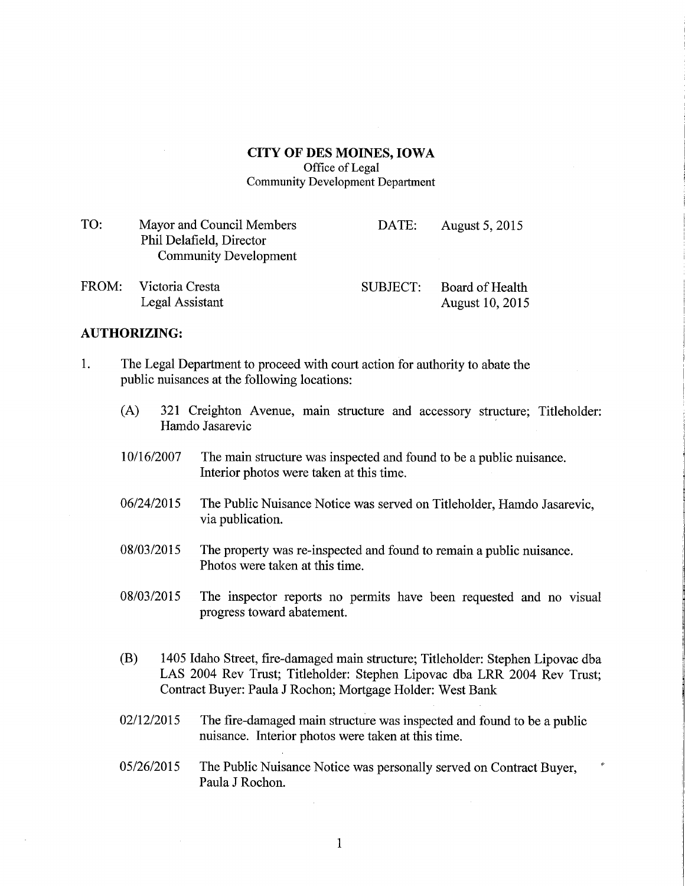**CITY OF DES MOINES, IOWA**
Office of Legal
Community Development Department

| | | | |
|---|---|---|---|
| TO: | Mayor and Council Members<br>Phil Delafield, Director<br>Community Development | DATE: | August 5, 2015 |
| FROM: | Victoria Cresta<br>Legal Assistant | SUBJECT: | Board of Health<br>August 10, 2015 |

## AUTHORIZING:

1. The Legal Department to proceed with court action for authority to abate the public nuisances at the following locations:

   (A) 321 Creighton Avenue, main structure and accessory structure; Titleholder: Hamdo Jasarevic

   10/16/2007 The main structure was inspected and found to be a public nuisance. Interior photos were taken at this time.

   06/24/2015 The Public Nuisance Notice was served on Titleholder, Hamdo Jasarevic, via publication.

   08/03/2015 The property was re-inspected and found to remain a public nuisance. Photos were taken at this time.

   08/03/2015 The inspector reports no permits have been requested and no visual progress toward abatement.

   (B) 1405 Idaho Street, fire-damaged main structure; Titleholder: Stephen Lipovac dba LAS 2004 Rev Trust; Titleholder: Stephen Lipovac dba LRR 2004 Rev Trust; Contract Buyer: Paula J Rochon; Mortgage Holder: West Bank

   02/12/2015 The fire-damaged main structure was inspected and found to be a public nuisance. Interior photos were taken at this time.

   05/26/2015 The Public Nuisance Notice was personally served on Contract Buyer, Paula J Rochon.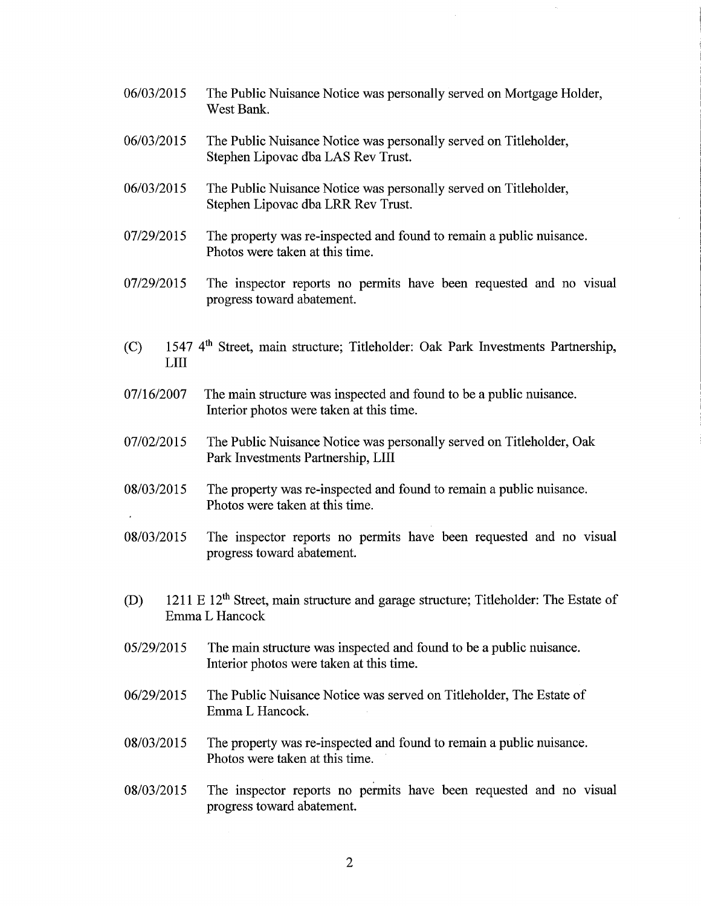06/03/2015 The Public Nuisance Notice was personally served on Mortgage Holder, West Bank.

06/03/2015 The Public Nuisance Notice was personally served on Titleholder, Stephen Lipovac dba LAS Rev Trust.

06/03/2015 The Public Nuisance Notice was personally served on Titleholder, Stephen Lipovac dba LRR Rev Trust.

07/29/2015 The property was re-inspected and found to remain a public nuisance. Photos were taken at this time.

07/29/2015 The inspector reports no permits have been requested and no visual progress toward abatement.

(C) 1547 4th Street, main structure; Titleholder: Oak Park Investments Partnership, LIII

07/16/2007 The main structure was inspected and found to be a public nuisance. Interior photos were taken at this time.

07/02/2015 The Public Nuisance Notice was personally served on Titleholder, Oak Park Investments Partnership, LIII

08/03/2015 The property was re-inspected and found to remain a public nuisance. Photos were taken at this time.

08/03/2015 The inspector reports no permits have been requested and no visual progress toward abatement.

(D) 1211 E 12th Street, main structure and garage structure; Titleholder: The Estate of Emma L Hancock

05/29/2015 The main structure was inspected and found to be a public nuisance. Interior photos were taken at this time.

06/29/2015 The Public Nuisance Notice was served on Titleholder, The Estate of Emma L Hancock.

08/03/2015 The property was re-inspected and found to remain a public nuisance. Photos were taken at this time.

08/03/2015 The inspector reports no permits have been requested and no visual progress toward abatement.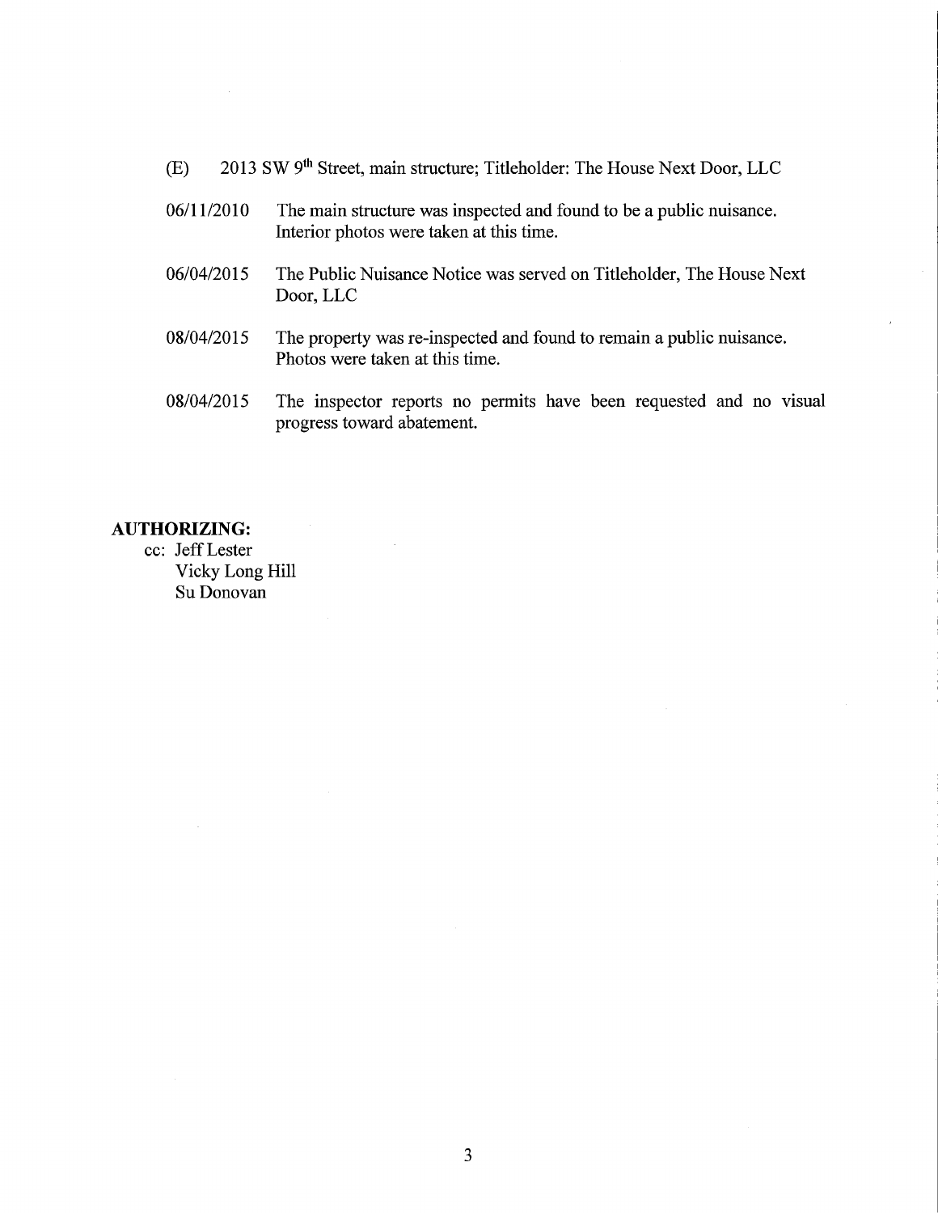(E) 2013 SW 9th Street, main structure; Titleholder: The House Next Door, LLC

| | |
|---|---|
| 06/11/2010 | The main structure was inspected and found to be a public nuisance. Interior photos were taken at this time. |
| 06/04/2015 | The Public Nuisance Notice was served on Titleholder, The House Next Door, LLC |
| 08/04/2015 | The property was re-inspected and found to remain a public nuisance. Photos were taken at this time. |
| 08/04/2015 | The inspector reports no permits have been requested and no visual progress toward abatement. |

**AUTHORIZING:**

cc: Jeff Lester
Vicky Long Hill
Su Donovan